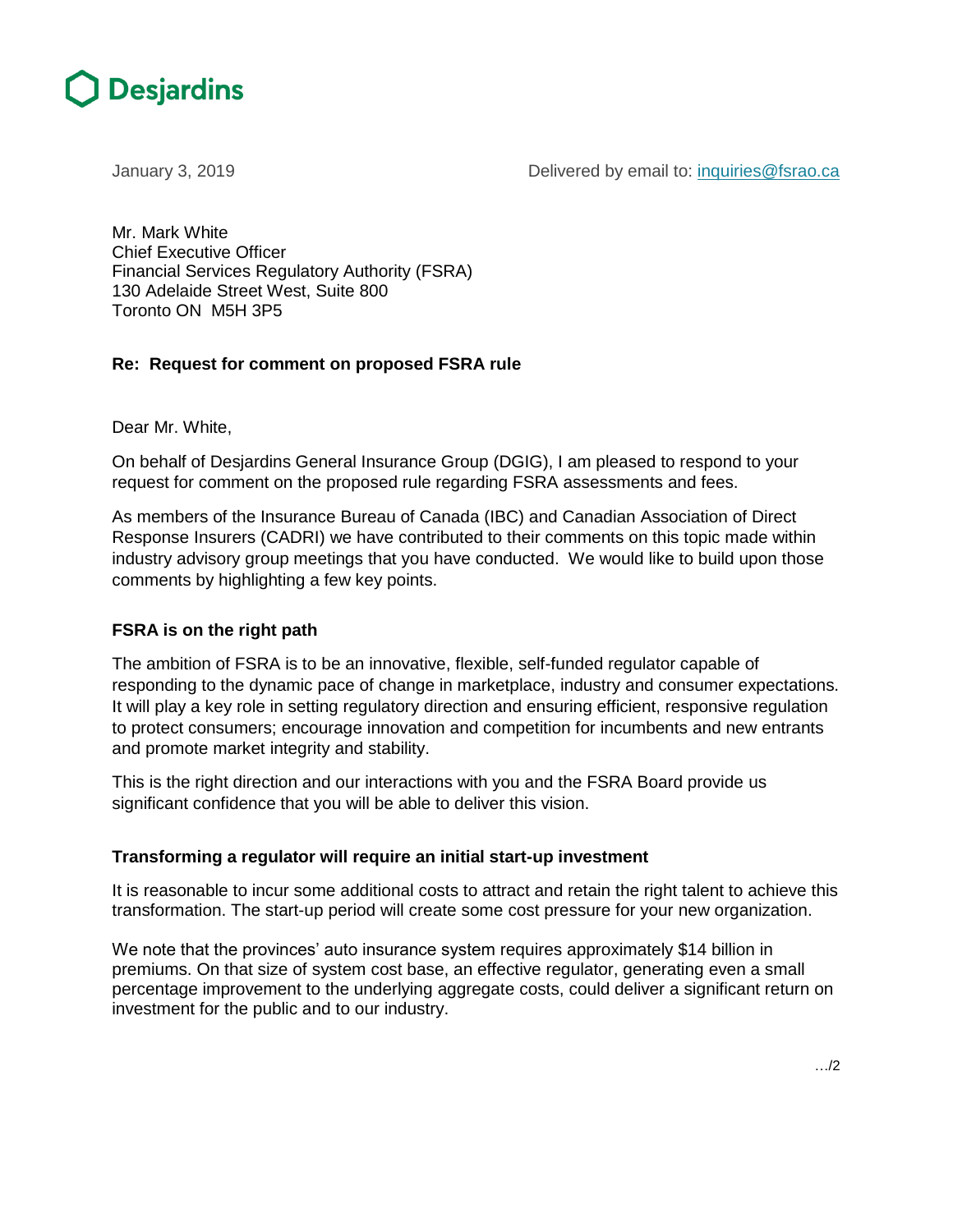Desjardins

January 3, 2019

Delivered by email to: inquiries@fsrao.ca

Mr. Mark White
Chief Executive Officer
Financial Services Regulatory Authority (FSRA)
130 Adelaide Street West, Suite 800
Toronto ON M5H 3P5

**Re: Request for comment on proposed FSRA rule**

Dear Mr. White,

On behalf of Desjardins General Insurance Group (DGIG), I am pleased to respond to your request for comment on the proposed rule regarding FSRA assessments and fees.

As members of the Insurance Bureau of Canada (IBC) and Canadian Association of Direct Response Insurers (CADRI) we have contributed to their comments on this topic made within industry advisory group meetings that you have conducted. We would like to build upon those comments by highlighting a few key points.

**FSRA is on the right path**

The ambition of FSRA is to be an innovative, flexible, self-funded regulator capable of responding to the dynamic pace of change in marketplace, industry and consumer expectations. It will play a key role in setting regulatory direction and ensuring efficient, responsive regulation to protect consumers; encourage innovation and competition for incumbents and new entrants and promote market integrity and stability.

This is the right direction and our interactions with you and the FSRA Board provide us significant confidence that you will be able to deliver this vision.

**Transforming a regulator will require an initial start-up investment**

It is reasonable to incur some additional costs to attract and retain the right talent to achieve this transformation. The start-up period will create some cost pressure for your new organization.

We note that the provinces' auto insurance system requires approximately $14 billion in premiums. On that size of system cost base, an effective regulator, generating even a small percentage improvement to the underlying aggregate costs, could deliver a significant return on investment for the public and to our industry.

…/2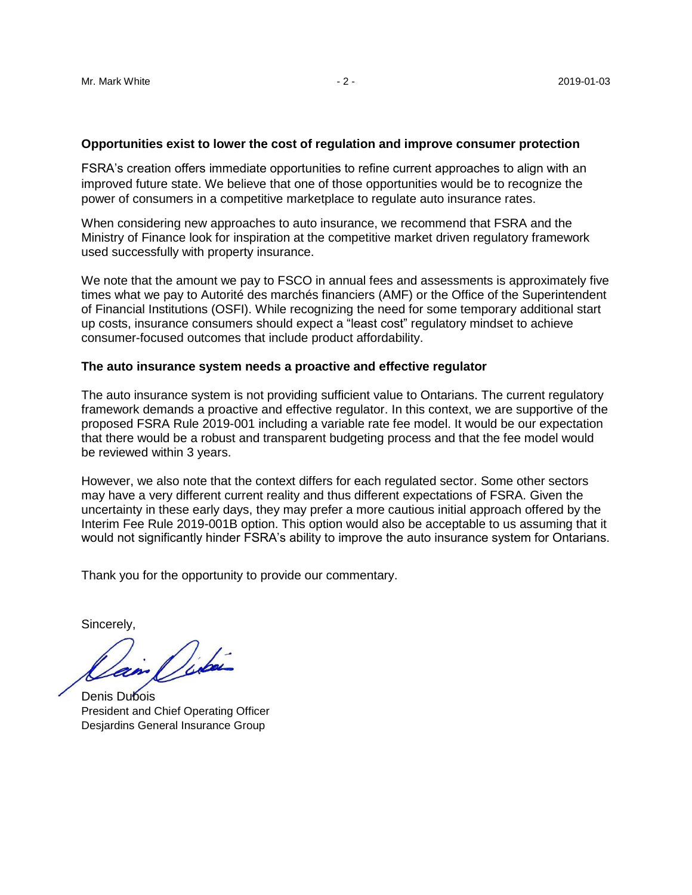**Opportunities exist to lower the cost of regulation and improve consumer protection**

FSRA's creation offers immediate opportunities to refine current approaches to align with an improved future state. We believe that one of those opportunities would be to recognize the power of consumers in a competitive marketplace to regulate auto insurance rates.

When considering new approaches to auto insurance, we recommend that FSRA and the Ministry of Finance look for inspiration at the competitive market driven regulatory framework used successfully with property insurance.

We note that the amount we pay to FSCO in annual fees and assessments is approximately five times what we pay to Autorité des marchés financiers (AMF) or the Office of the Superintendent of Financial Institutions (OSFI). While recognizing the need for some temporary additional start up costs, insurance consumers should expect a "least cost" regulatory mindset to achieve consumer-focused outcomes that include product affordability.

**The auto insurance system needs a proactive and effective regulator**

The auto insurance system is not providing sufficient value to Ontarians. The current regulatory framework demands a proactive and effective regulator. In this context, we are supportive of the proposed FSRA Rule 2019-001 including a variable rate fee model. It would be our expectation that there would be a robust and transparent budgeting process and that the fee model would be reviewed within 3 years.

However, we also note that the context differs for each regulated sector. Some other sectors may have a very different current reality and thus different expectations of FSRA. Given the uncertainty in these early days, they may prefer a more cautious initial approach offered by the Interim Fee Rule 2019-001B option. This option would also be acceptable to us assuming that it would not significantly hinder FSRA's ability to improve the auto insurance system for Ontarians.

Thank you for the opportunity to provide our commentary.

Sincerely,

Denis Dubois
President and Chief Operating Officer
Desjardins General Insurance Group